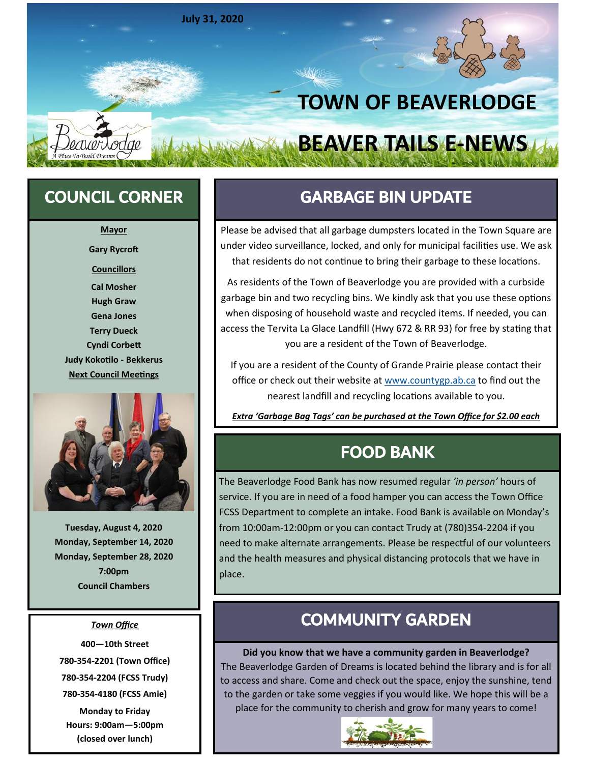July 31, 2020

# TOWN OF BEAVERLODGE

# BEAVER TAILS E-NEWS

## COUNCIL CORNER

**Mayor**

**Gary Rycroft**

**Councillors**

**Cal Mosher**
**Hugh Graw**
**Gena Jones**
**Terry Dueck**
**Cyndi Corbett**
**Judy Kokotilo - Bekkerus**

**Next Council Meetings**

**Tuesday, August 4, 2020**
**Monday, September 14, 2020**
**Monday, September 28, 2020**
**7:00pm**
**Council Chambers**

***Town Office***

**400—10th Street**
**780-354-2201 (Town Office)**
**780-354-2204 (FCSS Trudy)**
**780-354-4180 (FCSS Amie)**

**Monday to Friday**
**Hours: 9:00am—5:00pm**
**(closed over lunch)**

## GARBAGE BIN UPDATE

Please be advised that all garbage dumpsters located in the Town Square are under video surveillance, locked, and only for municipal facilities use. We ask that residents do not continue to bring their garbage to these locations.

As residents of the Town of Beaverlodge you are provided with a curbside garbage bin and two recycling bins. We kindly ask that you use these options when disposing of household waste and recycled items. If needed, you can access the Tervita La Glace Landfill (Hwy 672 & RR 93) for free by stating that you are a resident of the Town of Beaverlodge.

If you are a resident of the County of Grande Prairie please contact their office or check out their website at www.countygp.ab.ca to find out the nearest landfill and recycling locations available to you.

***Extra 'Garbage Bag Tags' can be purchased at the Town Office for $2.00 each***

## FOOD BANK

The Beaverlodge Food Bank has now resumed regular *'in person'* hours of service. If you are in need of a food hamper you can access the Town Office FCSS Department to complete an intake. Food Bank is available on Monday's from 10:00am-12:00pm or you can contact Trudy at (780)354-2204 if you need to make alternate arrangements. Please be respectful of our volunteers and the health measures and physical distancing protocols that we have in place.

## COMMUNITY GARDEN

**Did you know that we have a community garden in Beaverlodge?**
The Beaverlodge Garden of Dreams is located behind the library and is for all to access and share. Come and check out the space, enjoy the sunshine, tend to the garden or take some veggies if you would like. We hope this will be a place for the community to cherish and grow for many years to come!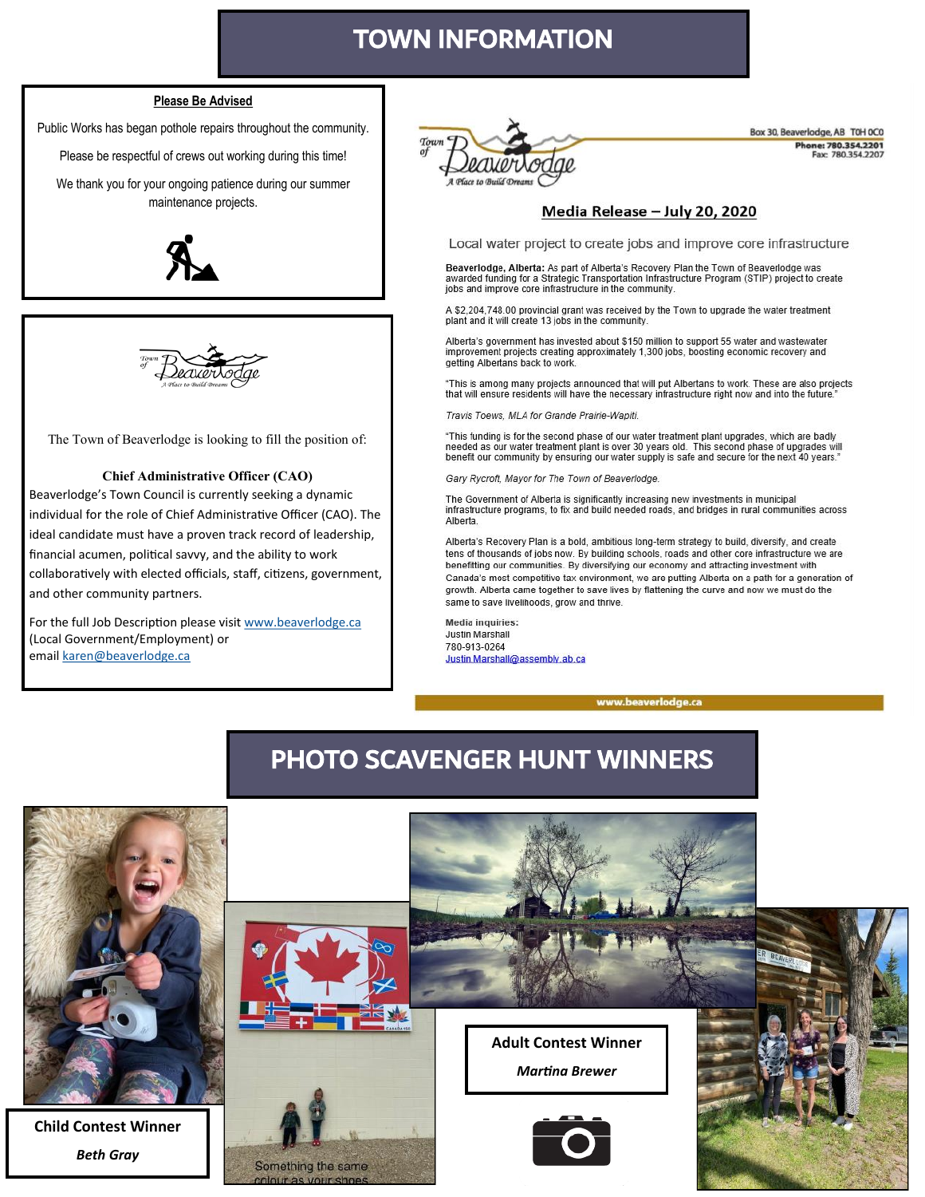# TOWN INFORMATION

**Please Be Advised**

Public Works has began pothole repairs throughout the community.

Please be respectful of crews out working during this time!

We thank you for your ongoing patience during our summer maintenance projects.

Town of Beaverlodge
A Place to Build Dreams

The Town of Beaverlodge is looking to fill the position of:

**Chief Administrative Officer (CAO)**

Beaverlodge's Town Council is currently seeking a dynamic individual for the role of Chief Administrative Officer (CAO). The ideal candidate must have a proven track record of leadership, financial acumen, political savvy, and the ability to work collaboratively with elected officials, staff, citizens, government, and other community partners.

For the full Job Description please visit www.beaverlodge.ca (Local Government/Employment) or email karen@beaverlodge.ca

Town of Beaverlodge
A Place to Build Dreams

Box 30, Beaverlodge, AB T0H 0C0
**Phone: 780.354.2201**
Fax: 780.354.2207

## Media Release – July 20, 2020

### Local water project to create jobs and improve core infrastructure

**Beaverlodge, Alberta:** As part of Alberta's Recovery Plan the Town of Beaverlodge was awarded funding for a Strategic Transportation Infrastructure Program (STIP) project to create jobs and improve core infrastructure in the community.

A $2,204,748.00 provincial grant was received by the Town to upgrade the water treatment plant and it will create 13 jobs in the community.

Alberta's government has invested about $150 million to support 55 water and wastewater improvement projects creating approximately 1,300 jobs, boosting economic recovery and getting Albertans back to work.

"This is among many projects announced that will put Albertans to work. These are also projects that will ensure residents will have the necessary infrastructure right now and into the future."

*Travis Toews, MLA for Grande Prairie-Wapiti.*

"This funding is for the second phase of our water treatment plant upgrades, which are badly needed as our water treatment plant is over 30 years old. This second phase of upgrades will benefit our community by ensuring our water supply is safe and secure for the next 40 years."

*Gary Rycroft, Mayor for The Town of Beaverlodge.*

The Government of Alberta is significantly increasing new investments in municipal infrastructure programs, to fix and build needed roads, and bridges in rural communities across Alberta.

Alberta's Recovery Plan is a bold, ambitious long-term strategy to build, diversify, and create tens of thousands of jobs now. By building schools, roads and other core infrastructure we are benefitting our communities. By diversifying our economy and attracting investment with Canada's most competitive tax environment, we are putting Alberta on a path for a generation of growth. Alberta came together to save lives by flattening the curve and now we must do the same to save livelihoods, grow and thrive.

Media inquiries:
Justin Marshall
780-913-0264
Justin.Marshall@assembly.ab.ca

www.beaverlodge.ca

# PHOTO SCAVENGER HUNT WINNERS

**Child Contest Winner**

***Beth Gray***

Something the same colour as your shoes

**Adult Contest Winner**

***Martina Brewer***